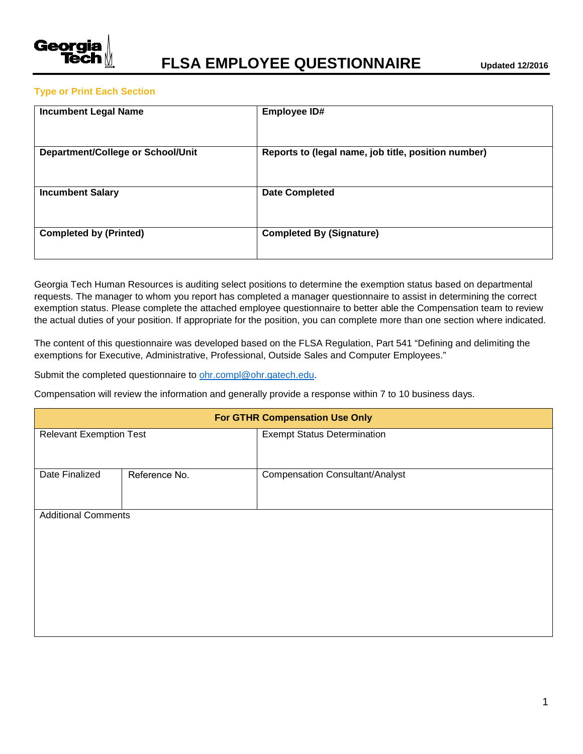# FLSA EMPLOYEE QUESTIONNAIRE

Georgia Tech

Updated 12/2016

**Type or Print Each Section**

| **Incumbent Legal Name** | **Employee ID#** |
|---|---|
| **Department/College or School/Unit** | **Reports to (legal name, job title, position number)** |
| **Incumbent Salary** | **Date Completed** |
| **Completed by (Printed)** | **Completed By (Signature)** |

Georgia Tech Human Resources is auditing select positions to determine the exemption status based on departmental requests. The manager to whom you report has completed a manager questionnaire to assist in determining the correct exemption status. Please complete the attached employee questionnaire to better able the Compensation team to review the actual duties of your position. If appropriate for the position, you can complete more than one section where indicated.

The content of this questionnaire was developed based on the FLSA Regulation, Part 541 "Defining and delimiting the exemptions for Executive, Administrative, Professional, Outside Sales and Computer Employees."

Submit the completed questionnaire to ohr.compl@ohr.gatech.edu.

Compensation will review the information and generally provide a response within 7 to 10 business days.

| **For GTHR Compensation Use Only** | | |
|---|---|---|
| Relevant Exemption Test | | Exempt Status Determination |
| Date Finalized | Reference No. | Compensation Consultant/Analyst |
| Additional Comments | | |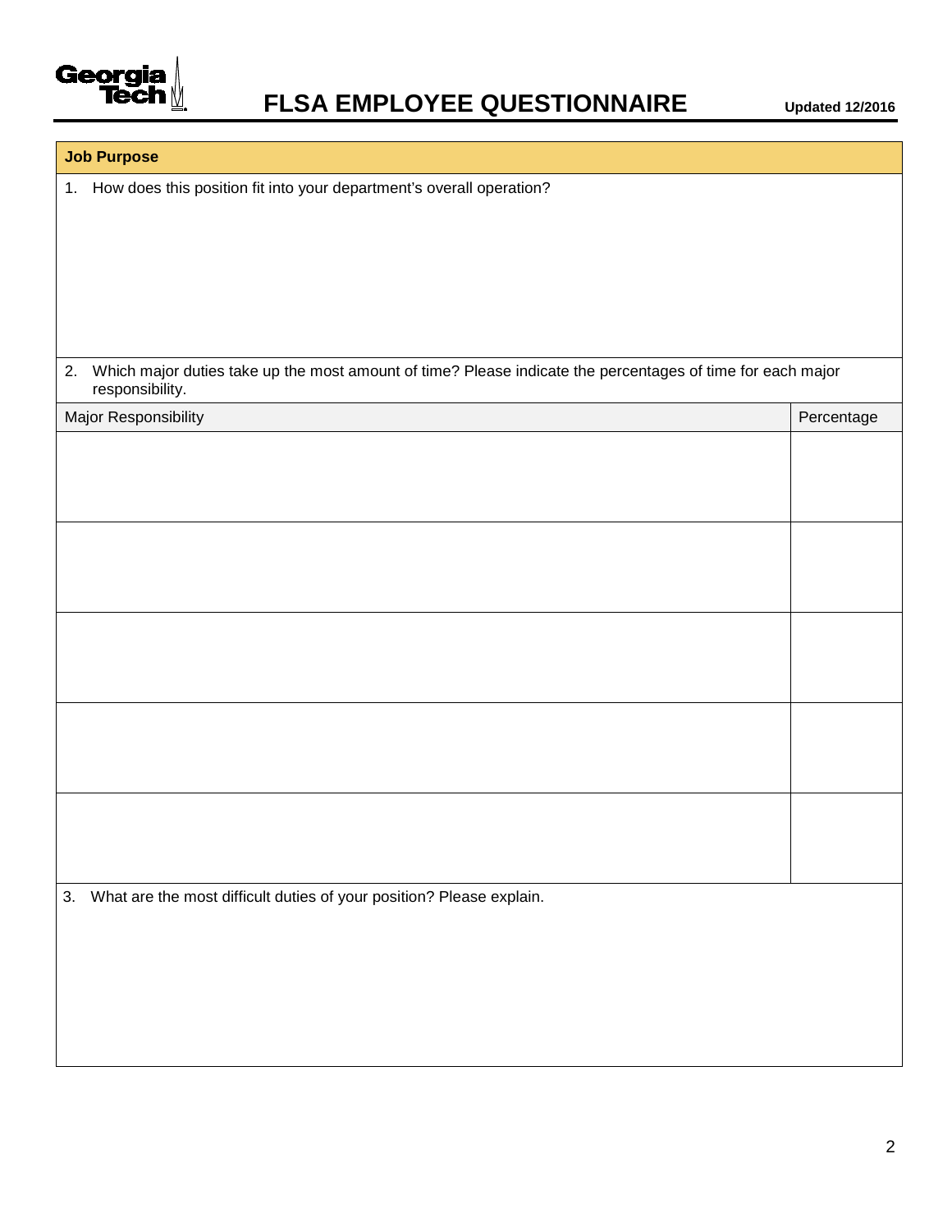# FLSA EMPLOYEE QUESTIONNAIRE

Updated 12/2016

## Job Purpose

1. How does this position fit into your department's overall operation?

2. Which major duties take up the most amount of time? Please indicate the percentages of time for each major responsibility.

| Major Responsibility | Percentage |
|---|---|
| | |
| | |
| | |
| | |
| | |

3. What are the most difficult duties of your position? Please explain.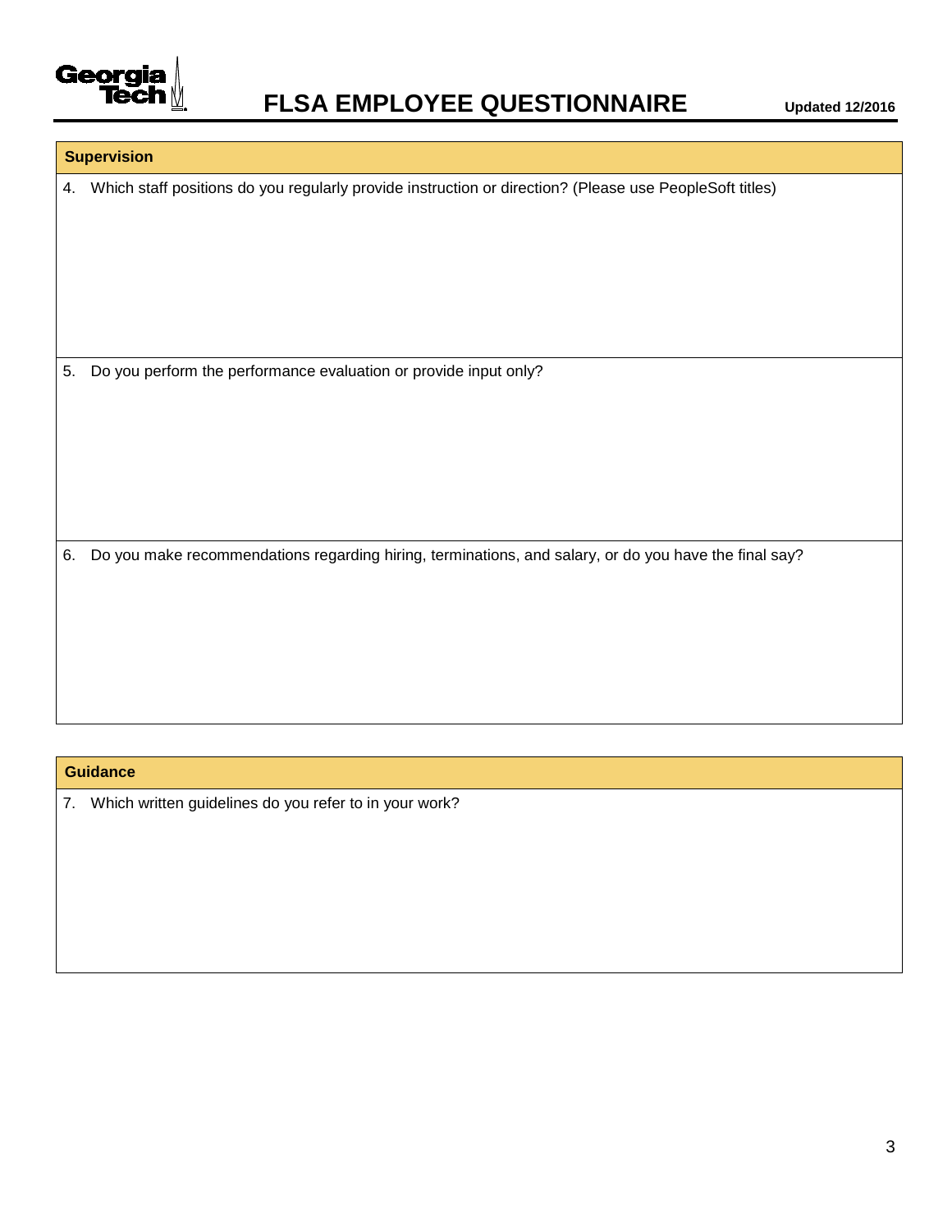## Supervision

4. Which staff positions do you regularly provide instruction or direction? (Please use PeopleSoft titles)

5. Do you perform the performance evaluation or provide input only?

6. Do you make recommendations regarding hiring, terminations, and salary, or do you have the final say?

## Guidance

7. Which written guidelines do you refer to in your work?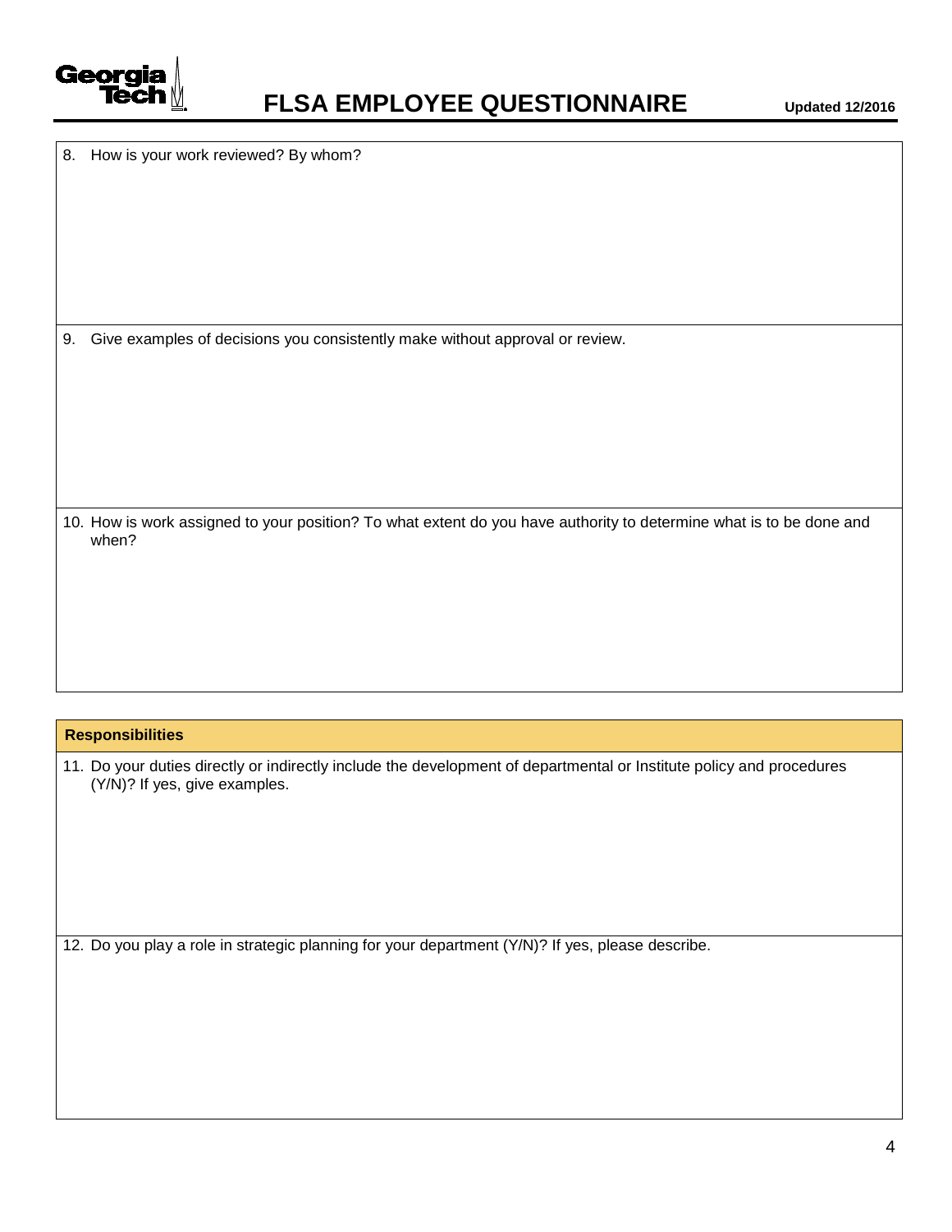8. How is your work reviewed? By whom?

9. Give examples of decisions you consistently make without approval or review.

10. How is work assigned to your position? To what extent do you have authority to determine what is to be done and when?

## Responsibilities

11. Do your duties directly or indirectly include the development of departmental or Institute policy and procedures (Y/N)? If yes, give examples.

12. Do you play a role in strategic planning for your department (Y/N)? If yes, please describe.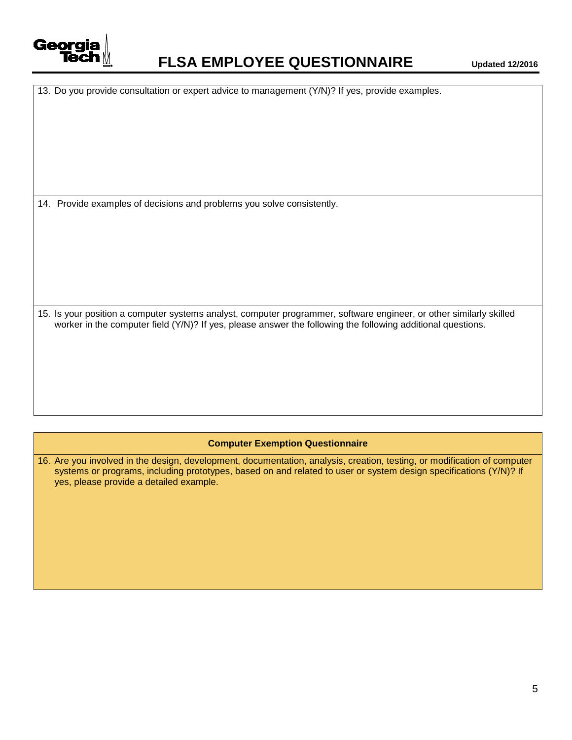13. Do you provide consultation or expert advice to management (Y/N)? If yes, provide examples.

14. Provide examples of decisions and problems you solve consistently.

15. Is your position a computer systems analyst, computer programmer, software engineer, or other similarly skilled worker in the computer field (Y/N)? If yes, please answer the following the following additional questions.

**Computer Exemption Questionnaire**

16. Are you involved in the design, development, documentation, analysis, creation, testing, or modification of computer systems or programs, including prototypes, based on and related to user or system design specifications (Y/N)? If yes, please provide a detailed example.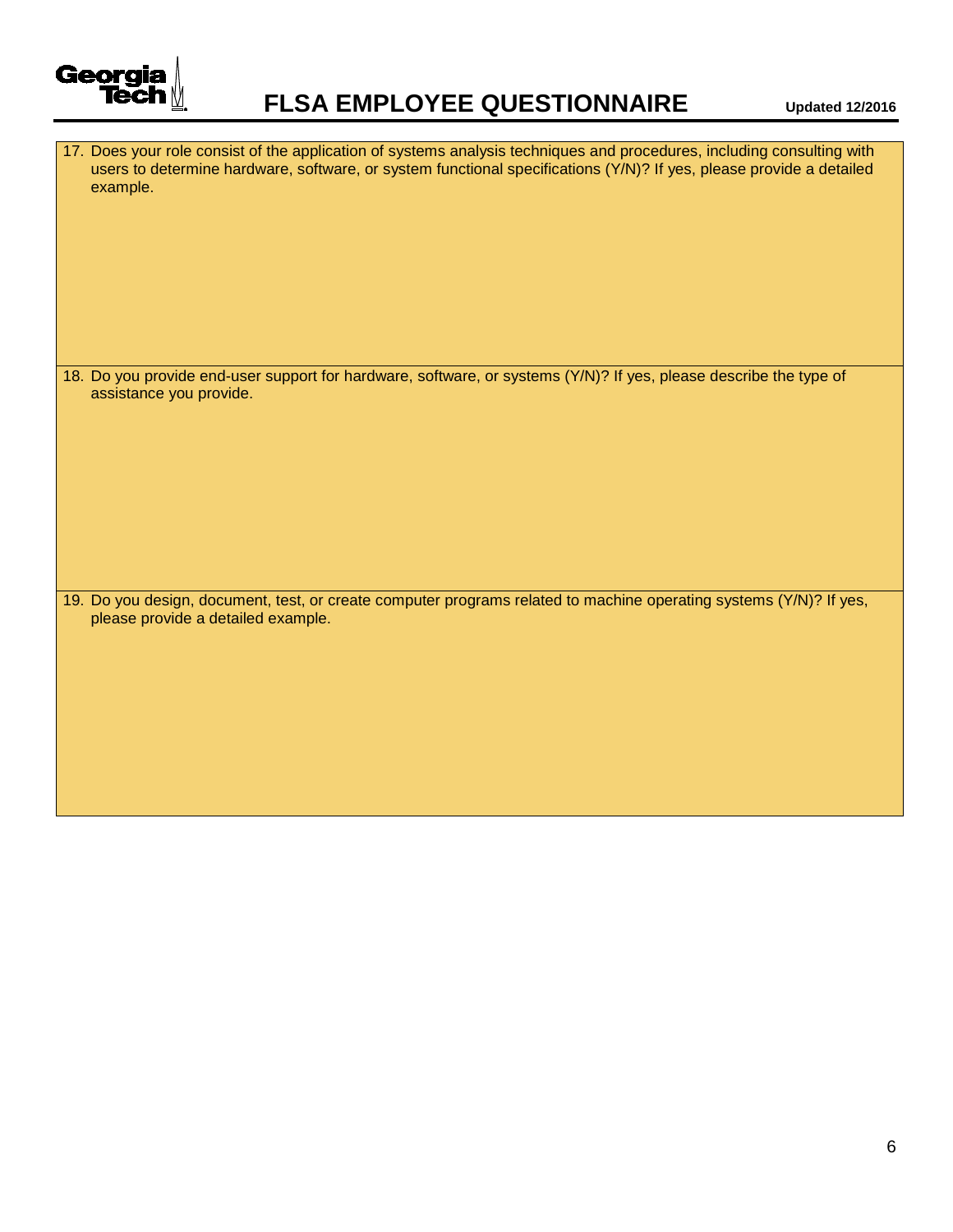17. Does your role consist of the application of systems analysis techniques and procedures, including consulting with users to determine hardware, software, or system functional specifications (Y/N)? If yes, please provide a detailed example.

18. Do you provide end-user support for hardware, software, or systems (Y/N)? If yes, please describe the type of assistance you provide.

19. Do you design, document, test, or create computer programs related to machine operating systems (Y/N)? If yes, please provide a detailed example.